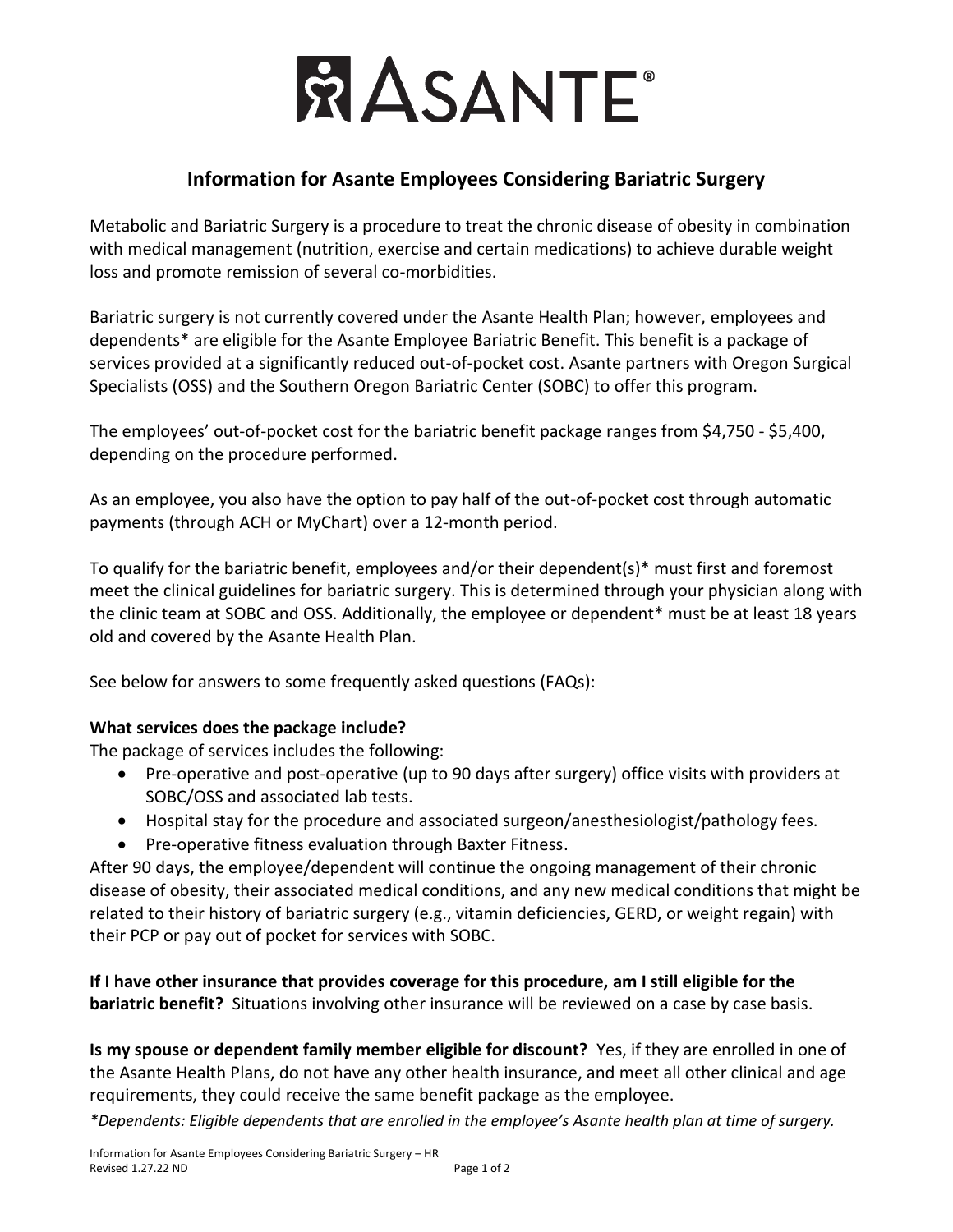# Information for Asante Employees Considering Bariatric Surgery

Metabolic and Bariatric Surgery is a procedure to treat the chronic disease of obesity in combination with medical management (nutrition, exercise and certain medications) to achieve durable weight loss and promote remission of several co-morbidities.

Bariatric surgery is not currently covered under the Asante Health Plan; however, employees and dependents* are eligible for the Asante Employee Bariatric Benefit. This benefit is a package of services provided at a significantly reduced out-of-pocket cost. Asante partners with Oregon Surgical Specialists (OSS) and the Southern Oregon Bariatric Center (SOBC) to offer this program.

The employees' out-of-pocket cost for the bariatric benefit package ranges from $4,750 - $5,400, depending on the procedure performed.

As an employee, you also have the option to pay half of the out-of-pocket cost through automatic payments (through ACH or MyChart) over a 12-month period.

<u>To qualify for the bariatric benefit</u>, employees and/or their dependent(s)* must first and foremost meet the clinical guidelines for bariatric surgery. This is determined through your physician along with the clinic team at SOBC and OSS. Additionally, the employee or dependent* must be at least 18 years old and covered by the Asante Health Plan.

See below for answers to some frequently asked questions (FAQs):

**What services does the package include?**
The package of services includes the following:

- Pre-operative and post-operative (up to 90 days after surgery) office visits with providers at SOBC/OSS and associated lab tests.
- Hospital stay for the procedure and associated surgeon/anesthesiologist/pathology fees.
- Pre-operative fitness evaluation through Baxter Fitness.

After 90 days, the employee/dependent will continue the ongoing management of their chronic disease of obesity, their associated medical conditions, and any new medical conditions that might be related to their history of bariatric surgery (e.g., vitamin deficiencies, GERD, or weight regain) with their PCP or pay out of pocket for services with SOBC.

**If I have other insurance that provides coverage for this procedure, am I still eligible for the bariatric benefit?** Situations involving other insurance will be reviewed on a case by case basis.

**Is my spouse or dependent family member eligible for discount?** Yes, if they are enrolled in one of the Asante Health Plans, do not have any other health insurance, and meet all other clinical and age requirements, they could receive the same benefit package as the employee.

*\*Dependents: Eligible dependents that are enrolled in the employee's Asante health plan at time of surgery.*

Information for Asante Employees Considering Bariatric Surgery – HR
Revised 1.27.22 ND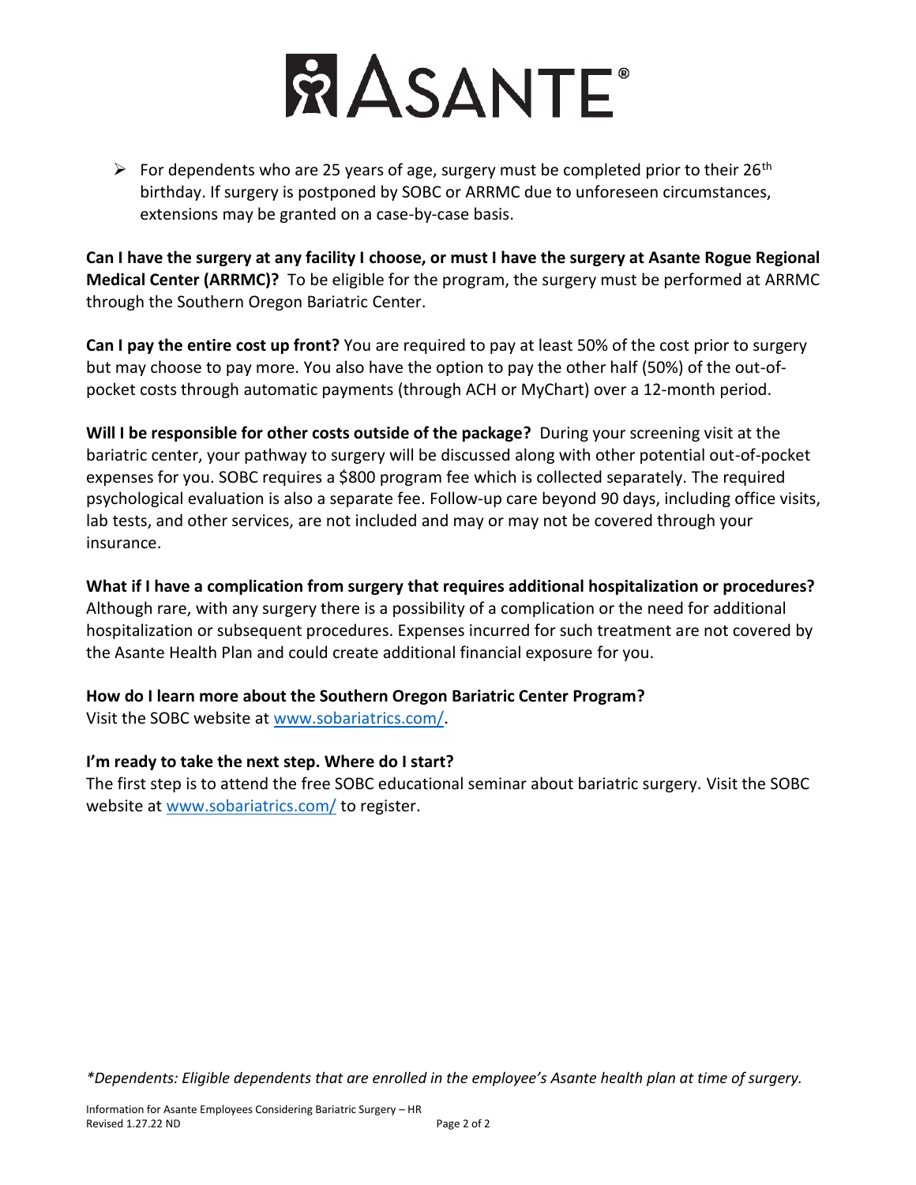- For dependents who are 25 years of age, surgery must be completed prior to their 26th birthday. If surgery is postponed by SOBC or ARRMC due to unforeseen circumstances, extensions may be granted on a case-by-case basis.

**Can I have the surgery at any facility I choose, or must I have the surgery at Asante Rogue Regional Medical Center (ARRMC)?** To be eligible for the program, the surgery must be performed at ARRMC through the Southern Oregon Bariatric Center.

**Can I pay the entire cost up front?** You are required to pay at least 50% of the cost prior to surgery but may choose to pay more. You also have the option to pay the other half (50%) of the out-of-pocket costs through automatic payments (through ACH or MyChart) over a 12-month period.

**Will I be responsible for other costs outside of the package?** During your screening visit at the bariatric center, your pathway to surgery will be discussed along with other potential out-of-pocket expenses for you. SOBC requires a $800 program fee which is collected separately. The required psychological evaluation is also a separate fee. Follow-up care beyond 90 days, including office visits, lab tests, and other services, are not included and may or may not be covered through your insurance.

**What if I have a complication from surgery that requires additional hospitalization or procedures?**
Although rare, with any surgery there is a possibility of a complication or the need for additional hospitalization or subsequent procedures. Expenses incurred for such treatment are not covered by the Asante Health Plan and could create additional financial exposure for you.

**How do I learn more about the Southern Oregon Bariatric Center Program?**
Visit the SOBC website at [www.sobariatrics.com/](http://www.sobariatrics.com/).

**I'm ready to take the next step. Where do I start?**
The first step is to attend the free SOBC educational seminar about bariatric surgery. Visit the SOBC website at [www.sobariatrics.com/](http://www.sobariatrics.com/) to register.

*\*Dependents: Eligible dependents that are enrolled in the employee's Asante health plan at time of surgery.*

Information for Asante Employees Considering Bariatric Surgery – HR
Revised 1.27.22 ND